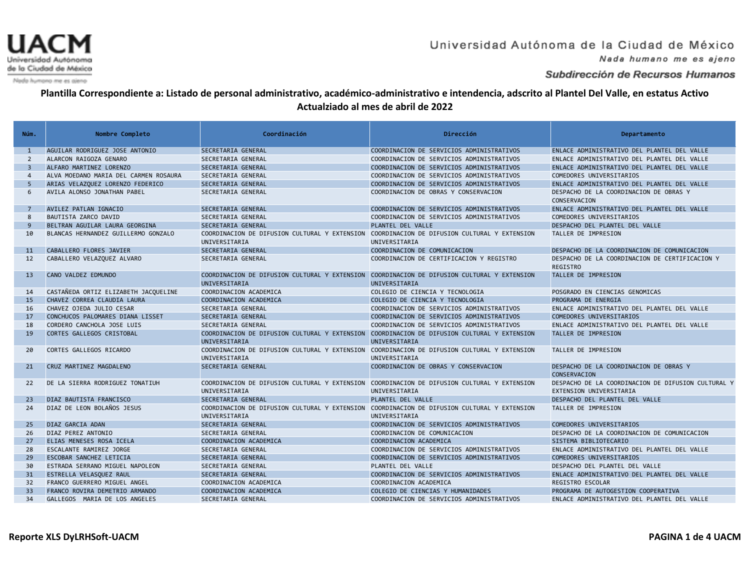Universidad Autónoma de la Ciudad de México

*Nada humano me es ajeno*

**Subdirección de Recursos Humanos**

**Plantilla Correspondiente a: Listado de personal administrativo, académico-administrativo e intendencia, adscrito al Plantel Del Valle, en estatus Activo**
**Actualziado al mes de abril de 2022**

| Núm. | Nombre Completo | Coordinación | Dirección | Departamento |
|---|---|---|---|---|
| 1 | AGUILAR RODRIGUEZ JOSE ANTONIO | SECRETARIA GENERAL | COORDINACION DE SERVICIOS ADMINISTRATIVOS | ENLACE ADMINISTRATIVO DEL PLANTEL DEL VALLE |
| 2 | ALARCON RAIGOZA GENARO | SECRETARIA GENERAL | COORDINACION DE SERVICIOS ADMINISTRATIVOS | ENLACE ADMINISTRATIVO DEL PLANTEL DEL VALLE |
| 3 | ALFARO MARTINEZ LORENZO | SECRETARIA GENERAL | COORDINACION DE SERVICIOS ADMINISTRATIVOS | ENLACE ADMINISTRATIVO DEL PLANTEL DEL VALLE |
| 4 | ALVA MOEDANO MARIA DEL CARMEN ROSAURA | SECRETARIA GENERAL | COORDINACION DE SERVICIOS ADMINISTRATIVOS | COMEDORES UNIVERSITARIOS |
| 5 | ARIAS VELAZQUEZ LORENZO FEDERICO | SECRETARIA GENERAL | COORDINACION DE SERVICIOS ADMINISTRATIVOS | ENLACE ADMINISTRATIVO DEL PLANTEL DEL VALLE |
| 6 | AVILA ALONSO JONATHAN PABEL | SECRETARIA GENERAL | COORDINACION DE OBRAS Y CONSERVACION | DESPACHO DE LA COORDINACION DE OBRAS Y CONSERVACION |
| 7 | AVILEZ PATLAN IGNACIO | SECRETARIA GENERAL | COORDINACION DE SERVICIOS ADMINISTRATIVOS | ENLACE ADMINISTRATIVO DEL PLANTEL DEL VALLE |
| 8 | BAUTISTA ZARCO DAVID | SECRETARIA GENERAL | COORDINACION DE SERVICIOS ADMINISTRATIVOS | COMEDORES UNIVERSITARIOS |
| 9 | BELTRAN AGUILAR LAURA GEORGINA | SECRETARIA GENERAL | PLANTEL DEL VALLE | DESPACHO DEL PLANTEL DEL VALLE |
| 10 | BLANCAS HERNANDEZ GUILLERMO GONZALO | COORDINACION DE DIFUSION CULTURAL Y EXTENSION UNIVERSITARIA | COORDINACION DE DIFUSION CULTURAL Y EXTENSION UNIVERSITARIA | TALLER DE IMPRESION |
| 11 | CABALLERO FLORES JAVIER | SECRETARIA GENERAL | COORDINACION DE COMUNICACION | DESPACHO DE LA COORDINACION DE COMUNICACION |
| 12 | CABALLERO VELAZQUEZ ALVARO | SECRETARIA GENERAL | COORDINACION DE CERTIFICACION Y REGISTRO | DESPACHO DE LA COORDINACION DE CERTIFICACION Y REGISTRO |
| 13 | CANO VALDEZ EDMUNDO | COORDINACION DE DIFUSION CULTURAL Y EXTENSION UNIVERSITARIA | COORDINACION DE DIFUSION CULTURAL Y EXTENSION UNIVERSITARIA | TALLER DE IMPRESION |
| 14 | CASTAÑEDA ORTIZ ELIZABETH JACQUELINE | COORDINACION ACADEMICA | COLEGIO DE CIENCIA Y TECNOLOGIA | POSGRADO EN CIENCIAS GENOMICAS |
| 15 | CHAVEZ CORREA CLAUDIA LAURA | COORDINACION ACADEMICA | COLEGIO DE CIENCIA Y TECNOLOGIA | PROGRAMA DE ENERGIA |
| 16 | CHAVEZ OJEDA JULIO CESAR | SECRETARIA GENERAL | COORDINACION DE SERVICIOS ADMINISTRATIVOS | ENLACE ADMINISTRATIVO DEL PLANTEL DEL VALLE |
| 17 | CONCHUCOS PALOMARES DIANA LISSET | SECRETARIA GENERAL | COORDINACION DE SERVICIOS ADMINISTRATIVOS | COMEDORES UNIVERSITARIOS |
| 18 | CORDERO CANCHOLA JOSE LUIS | SECRETARIA GENERAL | COORDINACION DE SERVICIOS ADMINISTRATIVOS | ENLACE ADMINISTRATIVO DEL PLANTEL DEL VALLE |
| 19 | CORTES GALLEGOS CRISTOBAL | COORDINACION DE DIFUSION CULTURAL Y EXTENSION UNIVERSITARIA | COORDINACION DE DIFUSION CULTURAL Y EXTENSION UNIVERSITARIA | TALLER DE IMPRESION |
| 20 | CORTES GALLEGOS RICARDO | COORDINACION DE DIFUSION CULTURAL Y EXTENSION UNIVERSITARIA | COORDINACION DE DIFUSION CULTURAL Y EXTENSION UNIVERSITARIA | TALLER DE IMPRESION |
| 21 | CRUZ MARTINEZ MAGDALENO | SECRETARIA GENERAL | COORDINACION DE OBRAS Y CONSERVACION | DESPACHO DE LA COORDINACION DE OBRAS Y CONSERVACION |
| 22 | DE LA SIERRA RODRIGUEZ TONATIUH | COORDINACION DE DIFUSION CULTURAL Y EXTENSION UNIVERSITARIA | COORDINACION DE DIFUSION CULTURAL Y EXTENSION UNIVERSITARIA | DESPACHO DE LA COORDINACION DE DIFUSION CULTURAL Y EXTENSION UNIVERSITARIA |
| 23 | DIAZ BAUTISTA FRANCISCO | SECRETARIA GENERAL | PLANTEL DEL VALLE | DESPACHO DEL PLANTEL DEL VALLE |
| 24 | DIAZ DE LEON BOLAÑOS JESUS | COORDINACION DE DIFUSION CULTURAL Y EXTENSION UNIVERSITARIA | COORDINACION DE DIFUSION CULTURAL Y EXTENSION UNIVERSITARIA | TALLER DE IMPRESION |
| 25 | DIAZ GARCIA ADAN | SECRETARIA GENERAL | COORDINACION DE SERVICIOS ADMINISTRATIVOS | COMEDORES UNIVERSITARIOS |
| 26 | DIAZ PEREZ ANTONIO | SECRETARIA GENERAL | COORDINACION DE COMUNICACION | DESPACHO DE LA COORDINACION DE COMUNICACION |
| 27 | ELIAS MENESES ROSA ICELA | COORDINACION ACADEMICA | COORDINACION ACADEMICA | SISTEMA BIBLIOTECARIO |
| 28 | ESCALANTE RAMIREZ JORGE | SECRETARIA GENERAL | COORDINACION DE SERVICIOS ADMINISTRATIVOS | ENLACE ADMINISTRATIVO DEL PLANTEL DEL VALLE |
| 29 | ESCOBAR SANCHEZ LETICIA | SECRETARIA GENERAL | COORDINACION DE SERVICIOS ADMINISTRATIVOS | COMEDORES UNIVERSITARIOS |
| 30 | ESTRADA SERRANO MIGUEL NAPOLEON | SECRETARIA GENERAL | PLANTEL DEL VALLE | DESPACHO DEL PLANTEL DEL VALLE |
| 31 | ESTRELLA VELASQUEZ RAUL | SECRETARIA GENERAL | COORDINACION DE SERVICIOS ADMINISTRATIVOS | ENLACE ADMINISTRATIVO DEL PLANTEL DEL VALLE |
| 32 | FRANCO GUERRERO MIGUEL ANGEL | COORDINACION ACADEMICA | COORDINACION ACADEMICA | REGISTRO ESCOLAR |
| 33 | FRANCO ROVIRA DEMETRIO ARMANDO | COORDINACION ACADEMICA | COLEGIO DE CIENCIAS Y HUMANIDADES | PROGRAMA DE AUTOGESTION COOPERATIVA |
| 34 | GALLEGOS MARIA DE LOS ANGELES | SECRETARIA GENERAL | COORDINACION DE SERVICIOS ADMINISTRATIVOS | ENLACE ADMINISTRATIVO DEL PLANTEL DEL VALLE |

**Reporte XLS DyLRHSoft-UACM**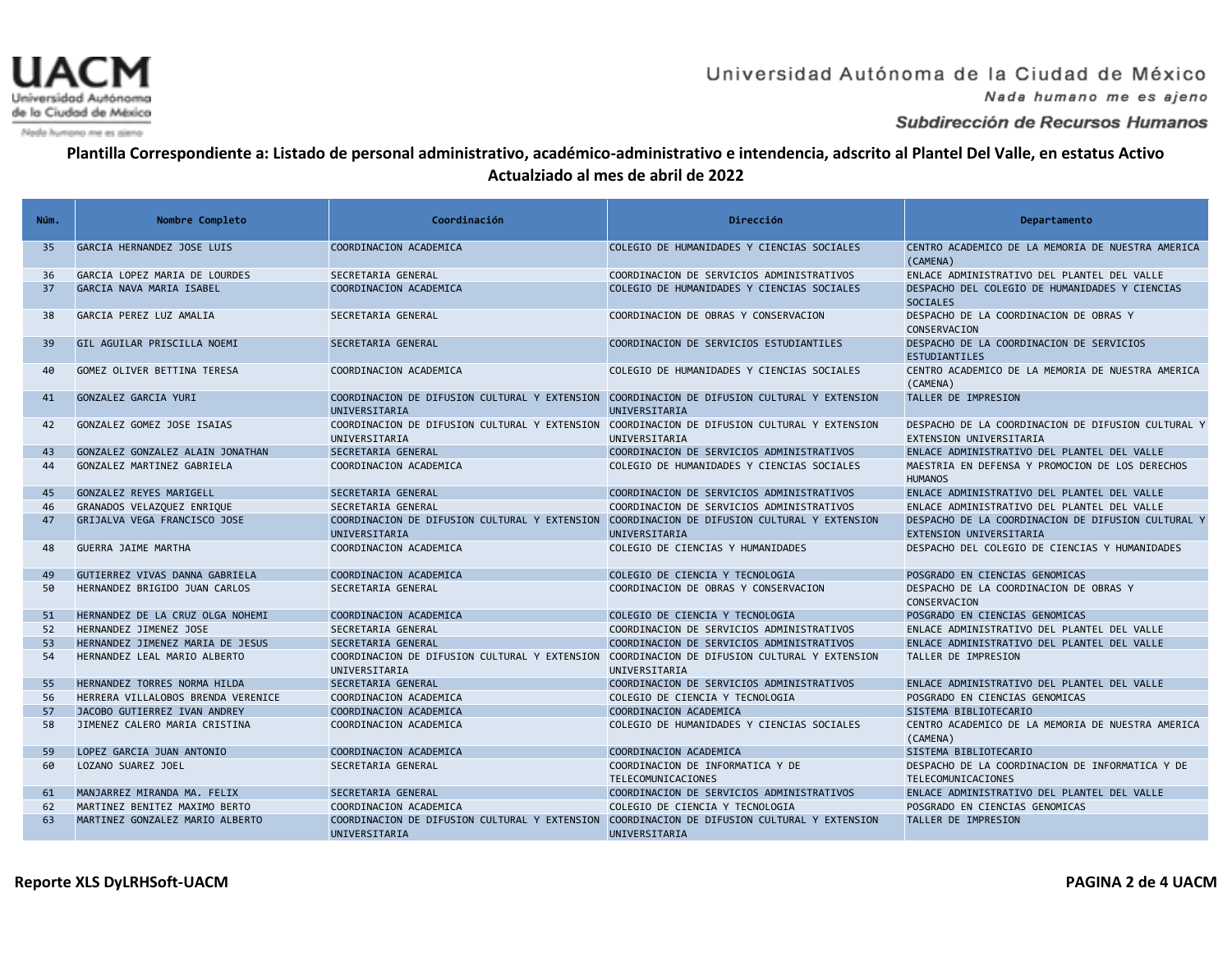**Plantilla Correspondiente a: Listado de personal administrativo, académico-administrativo e intendencia, adscrito al Plantel Del Valle, en estatus Activo Actualziado al mes de abril de 2022**

| Núm. | Nombre Completo | Coordinación | Dirección | Departamento |
|---|---|---|---|---|
| 35 | GARCIA HERNANDEZ JOSE LUIS | COORDINACION ACADEMICA | COLEGIO DE HUMANIDADES Y CIENCIAS SOCIALES | CENTRO ACADEMICO DE LA MEMORIA DE NUESTRA AMERICA (CAMENA) |
| 36 | GARCIA LOPEZ MARIA DE LOURDES | SECRETARIA GENERAL | COORDINACION DE SERVICIOS ADMINISTRATIVOS | ENLACE ADMINISTRATIVO DEL PLANTEL DEL VALLE |
| 37 | GARCIA NAVA MARIA ISABEL | COORDINACION ACADEMICA | COLEGIO DE HUMANIDADES Y CIENCIAS SOCIALES | DESPACHO DEL COLEGIO DE HUMANIDADES Y CIENCIAS SOCIALES |
| 38 | GARCIA PEREZ LUZ AMALIA | SECRETARIA GENERAL | COORDINACION DE OBRAS Y CONSERVACION | DESPACHO DE LA COORDINACION DE OBRAS Y CONSERVACION |
| 39 | GIL AGUILAR PRISCILLA NOEMI | SECRETARIA GENERAL | COORDINACION DE SERVICIOS ESTUDIANTILES | DESPACHO DE LA COORDINACION DE SERVICIOS ESTUDIANTILES |
| 40 | GOMEZ OLIVER BETTINA TERESA | COORDINACION ACADEMICA | COLEGIO DE HUMANIDADES Y CIENCIAS SOCIALES | CENTRO ACADEMICO DE LA MEMORIA DE NUESTRA AMERICA (CAMENA) |
| 41 | GONZALEZ GARCIA YURI | COORDINACION DE DIFUSION CULTURAL Y EXTENSION UNIVERSITARIA | COORDINACION DE DIFUSION CULTURAL Y EXTENSION UNIVERSITARIA | TALLER DE IMPRESION |
| 42 | GONZALEZ GOMEZ JOSE ISAIAS | COORDINACION DE DIFUSION CULTURAL Y EXTENSION UNIVERSITARIA | COORDINACION DE DIFUSION CULTURAL Y EXTENSION UNIVERSITARIA | DESPACHO DE LA COORDINACION DE DIFUSION CULTURAL Y EXTENSION UNIVERSITARIA |
| 43 | GONZALEZ GONZALEZ ALAIN JONATHAN | SECRETARIA GENERAL | COORDINACION DE SERVICIOS ADMINISTRATIVOS | ENLACE ADMINISTRATIVO DEL PLANTEL DEL VALLE |
| 44 | GONZALEZ MARTINEZ GABRIELA | COORDINACION ACADEMICA | COLEGIO DE HUMANIDADES Y CIENCIAS SOCIALES | MAESTRIA EN DEFENSA Y PROMOCION DE LOS DERECHOS HUMANOS |
| 45 | GONZALEZ REYES MARIGELL | SECRETARIA GENERAL | COORDINACION DE SERVICIOS ADMINISTRATIVOS | ENLACE ADMINISTRATIVO DEL PLANTEL DEL VALLE |
| 46 | GRANADOS VELAZQUEZ ENRIQUE | SECRETARIA GENERAL | COORDINACION DE SERVICIOS ADMINISTRATIVOS | ENLACE ADMINISTRATIVO DEL PLANTEL DEL VALLE |
| 47 | GRIJALVA VEGA FRANCISCO JOSE | COORDINACION DE DIFUSION CULTURAL Y EXTENSION UNIVERSITARIA | COORDINACION DE DIFUSION CULTURAL Y EXTENSION UNIVERSITARIA | DESPACHO DE LA COORDINACION DE DIFUSION CULTURAL Y EXTENSION UNIVERSITARIA |
| 48 | GUERRA JAIME MARTHA | COORDINACION ACADEMICA | COLEGIO DE CIENCIAS Y HUMANIDADES | DESPACHO DEL COLEGIO DE CIENCIAS Y HUMANIDADES |
| 49 | GUTIERREZ VIVAS DANNA GABRIELA | COORDINACION ACADEMICA | COLEGIO DE CIENCIA Y TECNOLOGIA | POSGRADO EN CIENCIAS GENOMICAS |
| 50 | HERNANDEZ BRIGIDO JUAN CARLOS | SECRETARIA GENERAL | COORDINACION DE OBRAS Y CONSERVACION | DESPACHO DE LA COORDINACION DE OBRAS Y CONSERVACION |
| 51 | HERNANDEZ DE LA CRUZ OLGA NOHEMI | COORDINACION ACADEMICA | COLEGIO DE CIENCIA Y TECNOLOGIA | POSGRADO EN CIENCIAS GENOMICAS |
| 52 | HERNANDEZ JIMENEZ JOSE | SECRETARIA GENERAL | COORDINACION DE SERVICIOS ADMINISTRATIVOS | ENLACE ADMINISTRATIVO DEL PLANTEL DEL VALLE |
| 53 | HERNANDEZ JIMENEZ MARIA DE JESUS | SECRETARIA GENERAL | COORDINACION DE SERVICIOS ADMINISTRATIVOS | ENLACE ADMINISTRATIVO DEL PLANTEL DEL VALLE |
| 54 | HERNANDEZ LEAL MARIO ALBERTO | COORDINACION DE DIFUSION CULTURAL Y EXTENSION UNIVERSITARIA | COORDINACION DE DIFUSION CULTURAL Y EXTENSION UNIVERSITARIA | TALLER DE IMPRESION |
| 55 | HERNANDEZ TORRES NORMA HILDA | SECRETARIA GENERAL | COORDINACION DE SERVICIOS ADMINISTRATIVOS | ENLACE ADMINISTRATIVO DEL PLANTEL DEL VALLE |
| 56 | HERRERA VILLALOBOS BRENDA VERENICE | COORDINACION ACADEMICA | COLEGIO DE CIENCIA Y TECNOLOGIA | POSGRADO EN CIENCIAS GENOMICAS |
| 57 | JACOBO GUTIERREZ IVAN ANDREY | COORDINACION ACADEMICA | COORDINACION ACADEMICA | SISTEMA BIBLIOTECARIO |
| 58 | JIMENEZ CALERO MARIA CRISTINA | COORDINACION ACADEMICA | COLEGIO DE HUMANIDADES Y CIENCIAS SOCIALES | CENTRO ACADEMICO DE LA MEMORIA DE NUESTRA AMERICA (CAMENA) |
| 59 | LOPEZ GARCIA JUAN ANTONIO | COORDINACION ACADEMICA | COORDINACION ACADEMICA | SISTEMA BIBLIOTECARIO |
| 60 | LOZANO SUAREZ JOEL | SECRETARIA GENERAL | COORDINACION DE INFORMATICA Y DE TELECOMUNICACIONES | DESPACHO DE LA COORDINACION DE INFORMATICA Y DE TELECOMUNICACIONES |
| 61 | MANJARREZ MIRANDA MA. FELIX | SECRETARIA GENERAL | COORDINACION DE SERVICIOS ADMINISTRATIVOS | ENLACE ADMINISTRATIVO DEL PLANTEL DEL VALLE |
| 62 | MARTINEZ BENITEZ MAXIMO BERTO | COORDINACION ACADEMICA | COLEGIO DE CIENCIA Y TECNOLOGIA | POSGRADO EN CIENCIAS GENOMICAS |
| 63 | MARTINEZ GONZALEZ MARIO ALBERTO | COORDINACION DE DIFUSION CULTURAL Y EXTENSION UNIVERSITARIA | COORDINACION DE DIFUSION CULTURAL Y EXTENSION UNIVERSITARIA | TALLER DE IMPRESION |

**Reporte XLS DyLRHSoft-UACM**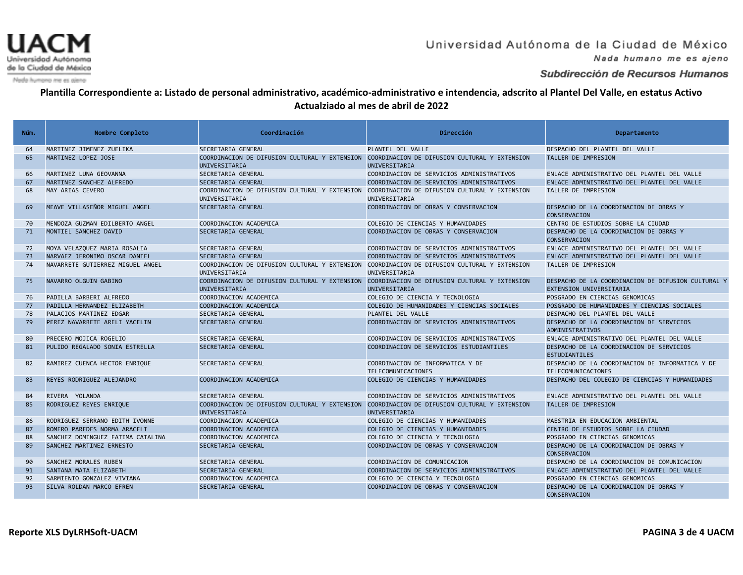Universidad Autónoma de la Ciudad de México

*Nada humano me es ajeno*

**Subdirección de Recursos Humanos**

**Plantilla Correspondiente a: Listado de personal administrativo, académico-administrativo e intendencia, adscrito al Plantel Del Valle, en estatus Activo**
**Actualziado al mes de abril de 2022**

| Núm. | Nombre Completo | Coordinación | Dirección | Departamento |
|---|---|---|---|---|
| 64 | MARTINEZ JIMENEZ ZUELIKA | SECRETARIA GENERAL | PLANTEL DEL VALLE | DESPACHO DEL PLANTEL DEL VALLE |
| 65 | MARTINEZ LOPEZ JOSE | COORDINACION DE DIFUSION CULTURAL Y EXTENSION UNIVERSITARIA | COORDINACION DE DIFUSION CULTURAL Y EXTENSION UNIVERSITARIA | TALLER DE IMPRESION |
| 66 | MARTINEZ LUNA GEOVANNA | SECRETARIA GENERAL | COORDINACION DE SERVICIOS ADMINISTRATIVOS | ENLACE ADMINISTRATIVO DEL PLANTEL DEL VALLE |
| 67 | MARTINEZ SANCHEZ ALFREDO | SECRETARIA GENERAL | COORDINACION DE SERVICIOS ADMINISTRATIVOS | ENLACE ADMINISTRATIVO DEL PLANTEL DEL VALLE |
| 68 | MAY ARIAS CEVERO | COORDINACION DE DIFUSION CULTURAL Y EXTENSION UNIVERSITARIA | COORDINACION DE DIFUSION CULTURAL Y EXTENSION UNIVERSITARIA | TALLER DE IMPRESION |
| 69 | MEAVE VILLASEÑOR MIGUEL ANGEL | SECRETARIA GENERAL | COORDINACION DE OBRAS Y CONSERVACION | DESPACHO DE LA COORDINACION DE OBRAS Y CONSERVACION |
| 70 | MENDOZA GUZMAN EDILBERTO ANGEL | COORDINACION ACADEMICA | COLEGIO DE CIENCIAS Y HUMANIDADES | CENTRO DE ESTUDIOS SOBRE LA CIUDAD |
| 71 | MONTIEL SANCHEZ DAVID | SECRETARIA GENERAL | COORDINACION DE OBRAS Y CONSERVACION | DESPACHO DE LA COORDINACION DE OBRAS Y CONSERVACION |
| 72 | MOYA VELAZQUEZ MARIA ROSALIA | SECRETARIA GENERAL | COORDINACION DE SERVICIOS ADMINISTRATIVOS | ENLACE ADMINISTRATIVO DEL PLANTEL DEL VALLE |
| 73 | NARVAEZ JERONIMO OSCAR DANIEL | SECRETARIA GENERAL | COORDINACION DE SERVICIOS ADMINISTRATIVOS | ENLACE ADMINISTRATIVO DEL PLANTEL DEL VALLE |
| 74 | NAVARRETE GUTIERREZ MIGUEL ANGEL | COORDINACION DE DIFUSION CULTURAL Y EXTENSION UNIVERSITARIA | COORDINACION DE DIFUSION CULTURAL Y EXTENSION UNIVERSITARIA | TALLER DE IMPRESION |
| 75 | NAVARRO OLGUIN GABINO | COORDINACION DE DIFUSION CULTURAL Y EXTENSION UNIVERSITARIA | COORDINACION DE DIFUSION CULTURAL Y EXTENSION UNIVERSITARIA | DESPACHO DE LA COORDINACION DE DIFUSION CULTURAL Y EXTENSION UNIVERSITARIA |
| 76 | PADILLA BARBERI ALFREDO | COORDINACION ACADEMICA | COLEGIO DE CIENCIA Y TECNOLOGIA | POSGRADO EN CIENCIAS GENOMICAS |
| 77 | PADILLA HERNANDEZ ELIZABETH | COORDINACION ACADEMICA | COLEGIO DE HUMANIDADES Y CIENCIAS SOCIALES | POSGRADO DE HUMANIDADES Y CIENCIAS SOCIALES |
| 78 | PALACIOS MARTINEZ EDGAR | SECRETARIA GENERAL | PLANTEL DEL VALLE | DESPACHO DEL PLANTEL DEL VALLE |
| 79 | PEREZ NAVARRETE ARELI YACELIN | SECRETARIA GENERAL | COORDINACION DE SERVICIOS ADMINISTRATIVOS | DESPACHO DE LA COORDINACION DE SERVICIOS ADMINISTRATIVOS |
| 80 | PRECERO MOJICA ROGELIO | SECRETARIA GENERAL | COORDINACION DE SERVICIOS ADMINISTRATIVOS | ENLACE ADMINISTRATIVO DEL PLANTEL DEL VALLE |
| 81 | PULIDO REGALADO SONIA ESTRELLA | SECRETARIA GENERAL | COORDINACION DE SERVICIOS ESTUDIANTILES | DESPACHO DE LA COORDINACION DE SERVICIOS ESTUDIANTILES |
| 82 | RAMIREZ CUENCA HECTOR ENRIQUE | SECRETARIA GENERAL | COORDINACION DE INFORMATICA Y DE TELECOMUNICACIONES | DESPACHO DE LA COORDINACION DE INFORMATICA Y DE TELECOMUNICACIONES |
| 83 | REYES RODRIGUEZ ALEJANDRO | COORDINACION ACADEMICA | COLEGIO DE CIENCIAS Y HUMANIDADES | DESPACHO DEL COLEGIO DE CIENCIAS Y HUMANIDADES |
| 84 | RIVERA YOLANDA | SECRETARIA GENERAL | COORDINACION DE SERVICIOS ADMINISTRATIVOS | ENLACE ADMINISTRATIVO DEL PLANTEL DEL VALLE |
| 85 | RODRIGUEZ REYES ENRIQUE | COORDINACION DE DIFUSION CULTURAL Y EXTENSION UNIVERSITARIA | COORDINACION DE DIFUSION CULTURAL Y EXTENSION UNIVERSITARIA | TALLER DE IMPRESION |
| 86 | RODRIGUEZ SERRANO EDITH IVONNE | COORDINACION ACADEMICA | COLEGIO DE CIENCIAS Y HUMANIDADES | MAESTRIA EN EDUCACION AMBIENTAL |
| 87 | ROMERO PAREDES NORMA ARACELI | COORDINACION ACADEMICA | COLEGIO DE CIENCIAS Y HUMANIDADES | CENTRO DE ESTUDIOS SOBRE LA CIUDAD |
| 88 | SANCHEZ DOMINGUEZ FATIMA CATALINA | COORDINACION ACADEMICA | COLEGIO DE CIENCIA Y TECNOLOGIA | POSGRADO EN CIENCIAS GENOMICAS |
| 89 | SANCHEZ MARTINEZ ERNESTO | SECRETARIA GENERAL | COORDINACION DE OBRAS Y CONSERVACION | DESPACHO DE LA COORDINACION DE OBRAS Y CONSERVACION |
| 90 | SANCHEZ MORALES RUBEN | SECRETARIA GENERAL | COORDINACION DE COMUNICACION | DESPACHO DE LA COORDINACION DE COMUNICACION |
| 91 | SANTANA MATA ELIZABETH | SECRETARIA GENERAL | COORDINACION DE SERVICIOS ADMINISTRATIVOS | ENLACE ADMINISTRATIVO DEL PLANTEL DEL VALLE |
| 92 | SARMIENTO GONZALEZ VIVIANA | COORDINACION ACADEMICA | COLEGIO DE CIENCIA Y TECNOLOGIA | POSGRADO EN CIENCIAS GENOMICAS |
| 93 | SILVA ROLDAN MARCO EFREN | SECRETARIA GENERAL | COORDINACION DE OBRAS Y CONSERVACION | DESPACHO DE LA COORDINACION DE OBRAS Y CONSERVACION |

**Reporte XLS DyLRHSoft-UACM**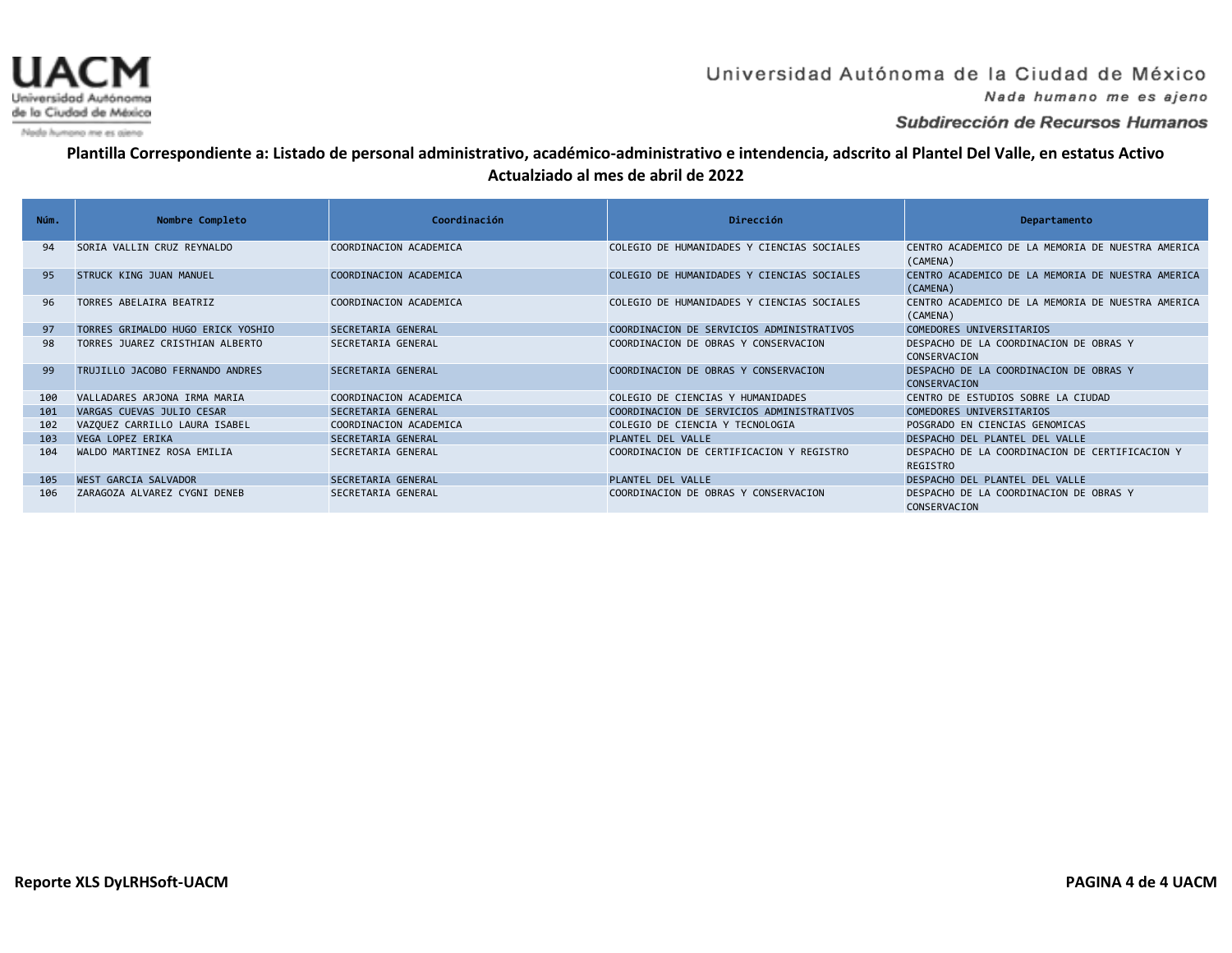Universidad Autónoma de la Ciudad de México

*Nada humano me es ajeno*

**Subdirección de Recursos Humanos**

**Plantilla Correspondiente a: Listado de personal administrativo, académico-administrativo e intendencia, adscrito al Plantel Del Valle, en estatus Activo**
**Actualziado al mes de abril de 2022**

| Núm. | Nombre Completo | Coordinación | Dirección | Departamento |
|---|---|---|---|---|
| 94 | SORIA VALLIN CRUZ REYNALDO | COORDINACION ACADEMICA | COLEGIO DE HUMANIDADES Y CIENCIAS SOCIALES | CENTRO ACADEMICO DE LA MEMORIA DE NUESTRA AMERICA (CAMENA) |
| 95 | STRUCK KING JUAN MANUEL | COORDINACION ACADEMICA | COLEGIO DE HUMANIDADES Y CIENCIAS SOCIALES | CENTRO ACADEMICO DE LA MEMORIA DE NUESTRA AMERICA (CAMENA) |
| 96 | TORRES ABELAIRA BEATRIZ | COORDINACION ACADEMICA | COLEGIO DE HUMANIDADES Y CIENCIAS SOCIALES | CENTRO ACADEMICO DE LA MEMORIA DE NUESTRA AMERICA (CAMENA) |
| 97 | TORRES GRIMALDO HUGO ERICK YOSHIO | SECRETARIA GENERAL | COORDINACION DE SERVICIOS ADMINISTRATIVOS | COMEDORES UNIVERSITARIOS |
| 98 | TORRES JUAREZ CRISTHIAN ALBERTO | SECRETARIA GENERAL | COORDINACION DE OBRAS Y CONSERVACION | DESPACHO DE LA COORDINACION DE OBRAS Y CONSERVACION |
| 99 | TRUJILLO JACOBO FERNANDO ANDRES | SECRETARIA GENERAL | COORDINACION DE OBRAS Y CONSERVACION | DESPACHO DE LA COORDINACION DE OBRAS Y CONSERVACION |
| 100 | VALLADARES ARJONA IRMA MARIA | COORDINACION ACADEMICA | COLEGIO DE CIENCIAS Y HUMANIDADES | CENTRO DE ESTUDIOS SOBRE LA CIUDAD |
| 101 | VARGAS CUEVAS JULIO CESAR | SECRETARIA GENERAL | COORDINACION DE SERVICIOS ADMINISTRATIVOS | COMEDORES UNIVERSITARIOS |
| 102 | VAZQUEZ CARRILLO LAURA ISABEL | COORDINACION ACADEMICA | COLEGIO DE CIENCIA Y TECNOLOGIA | POSGRADO EN CIENCIAS GENOMICAS |
| 103 | VEGA LOPEZ ERIKA | SECRETARIA GENERAL | PLANTEL DEL VALLE | DESPACHO DEL PLANTEL DEL VALLE |
| 104 | WALDO MARTINEZ ROSA EMILIA | SECRETARIA GENERAL | COORDINACION DE CERTIFICACION Y REGISTRO | DESPACHO DE LA COORDINACION DE CERTIFICACION Y REGISTRO |
| 105 | WEST GARCIA SALVADOR | SECRETARIA GENERAL | PLANTEL DEL VALLE | DESPACHO DEL PLANTEL DEL VALLE |
| 106 | ZARAGOZA ALVAREZ CYGNI DENEB | SECRETARIA GENERAL | COORDINACION DE OBRAS Y CONSERVACION | DESPACHO DE LA COORDINACION DE OBRAS Y CONSERVACION |

**Reporte XLS DyLRHSoft-UACM**